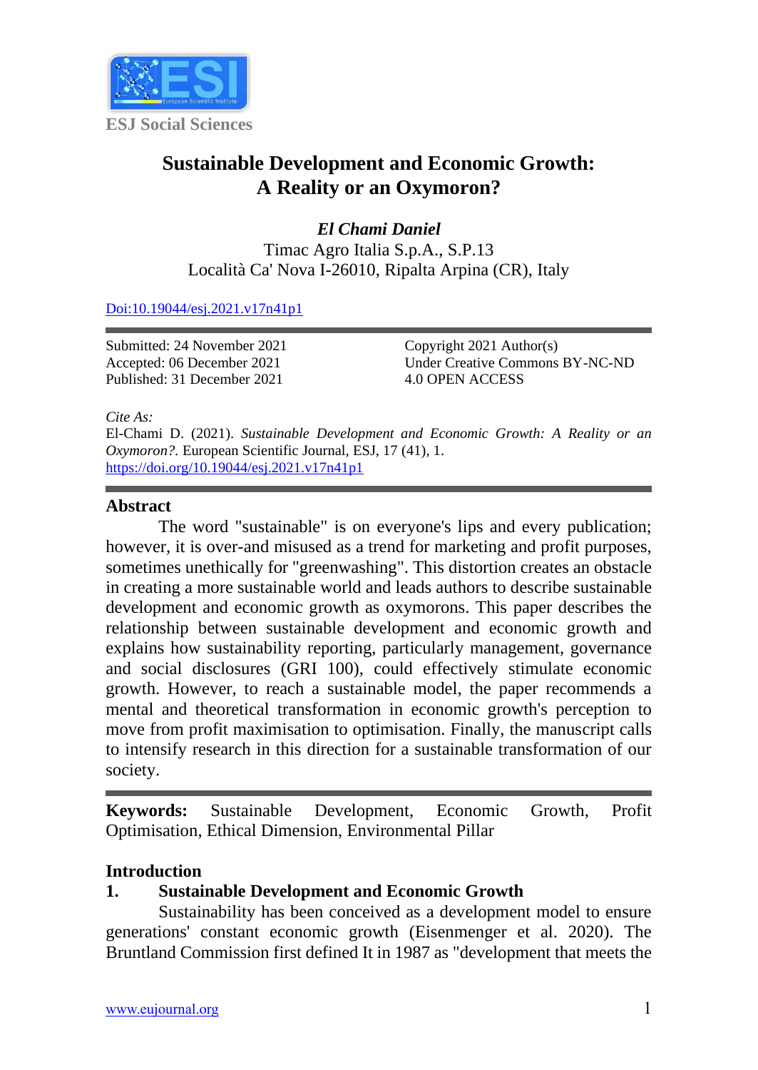ESJ Social Sciences

# Sustainable Development and Economic Growth: A Reality or an Oxymoron?

***El Chami Daniel***

Timac Agro Italia S.p.A., S.P.13

Località Ca' Nova I-26010, Ripalta Arpina (CR), Italy

Doi:10.19044/esj.2021.v17n41p1

Submitted: 24 November 2021
Accepted: 06 December 2021
Published: 31 December 2021

Copyright 2021 Author(s)
Under Creative Commons BY-NC-ND
4.0 OPEN ACCESS

*Cite As:*
El-Chami D. (2021). *Sustainable Development and Economic Growth: A Reality or an Oxymoron?.* European Scientific Journal, ESJ, 17 (41), 1. https://doi.org/10.19044/esj.2021.v17n41p1

## Abstract

The word "sustainable" is on everyone's lips and every publication; however, it is over-and misused as a trend for marketing and profit purposes, sometimes unethically for "greenwashing". This distortion creates an obstacle in creating a more sustainable world and leads authors to describe sustainable development and economic growth as oxymorons. This paper describes the relationship between sustainable development and economic growth and explains how sustainability reporting, particularly management, governance and social disclosures (GRI 100), could effectively stimulate economic growth. However, to reach a sustainable model, the paper recommends a mental and theoretical transformation in economic growth's perception to move from profit maximisation to optimisation. Finally, the manuscript calls to intensify research in this direction for a sustainable transformation of our society.

**Keywords:** Sustainable Development, Economic Growth, Profit Optimisation, Ethical Dimension, Environmental Pillar

## Introduction

### 1. Sustainable Development and Economic Growth

Sustainability has been conceived as a development model to ensure generations' constant economic growth (Eisenmenger et al. 2020). The Bruntland Commission first defined It in 1987 as "development that meets the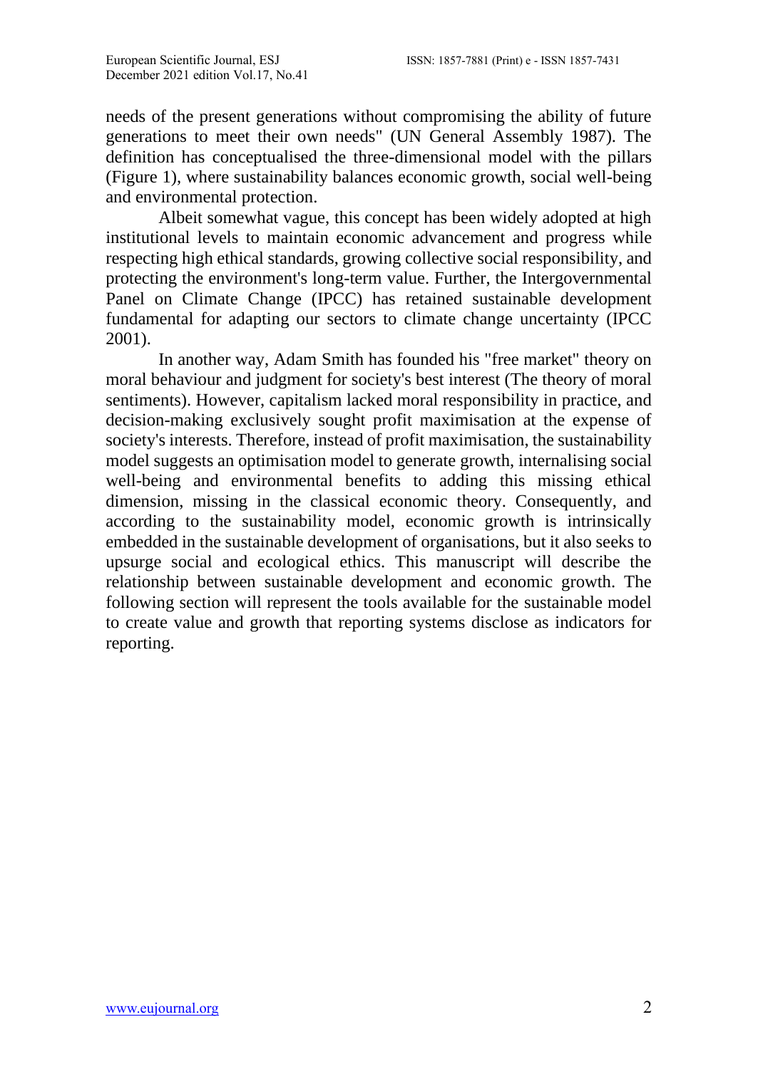needs of the present generations without compromising the ability of future generations to meet their own needs" (UN General Assembly 1987). The definition has conceptualised the three-dimensional model with the pillars (Figure 1), where sustainability balances economic growth, social well-being and environmental protection.

Albeit somewhat vague, this concept has been widely adopted at high institutional levels to maintain economic advancement and progress while respecting high ethical standards, growing collective social responsibility, and protecting the environment's long-term value. Further, the Intergovernmental Panel on Climate Change (IPCC) has retained sustainable development fundamental for adapting our sectors to climate change uncertainty (IPCC 2001).

In another way, Adam Smith has founded his "free market" theory on moral behaviour and judgment for society's best interest (The theory of moral sentiments). However, capitalism lacked moral responsibility in practice, and decision-making exclusively sought profit maximisation at the expense of society's interests. Therefore, instead of profit maximisation, the sustainability model suggests an optimisation model to generate growth, internalising social well-being and environmental benefits to adding this missing ethical dimension, missing in the classical economic theory. Consequently, and according to the sustainability model, economic growth is intrinsically embedded in the sustainable development of organisations, but it also seeks to upsurge social and ecological ethics. This manuscript will describe the relationship between sustainable development and economic growth. The following section will represent the tools available for the sustainable model to create value and growth that reporting systems disclose as indicators for reporting.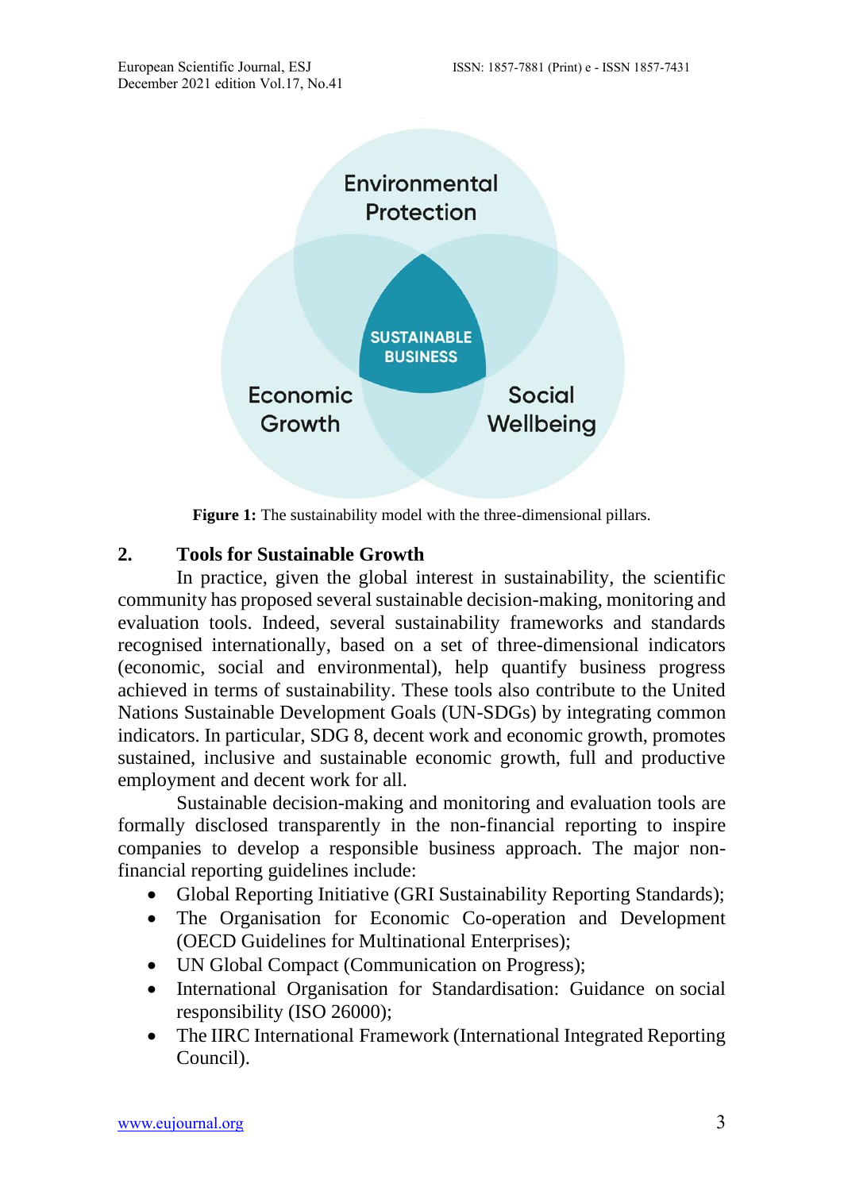Figure 1: The sustainability model with the three-dimensional pillars.

## 2. Tools for Sustainable Growth

In practice, given the global interest in sustainability, the scientific community has proposed several sustainable decision-making, monitoring and evaluation tools. Indeed, several sustainability frameworks and standards recognised internationally, based on a set of three-dimensional indicators (economic, social and environmental), help quantify business progress achieved in terms of sustainability. These tools also contribute to the United Nations Sustainable Development Goals (UN-SDGs) by integrating common indicators. In particular, SDG 8, decent work and economic growth, promotes sustained, inclusive and sustainable economic growth, full and productive employment and decent work for all.

Sustainable decision-making and monitoring and evaluation tools are formally disclosed transparently in the non-financial reporting to inspire companies to develop a responsible business approach. The major non-financial reporting guidelines include:

- Global Reporting Initiative (GRI Sustainability Reporting Standards);
- The Organisation for Economic Co-operation and Development (OECD Guidelines for Multinational Enterprises);
- UN Global Compact (Communication on Progress);
- International Organisation for Standardisation: Guidance on social responsibility (ISO 26000);
- The IIRC International Framework (International Integrated Reporting Council).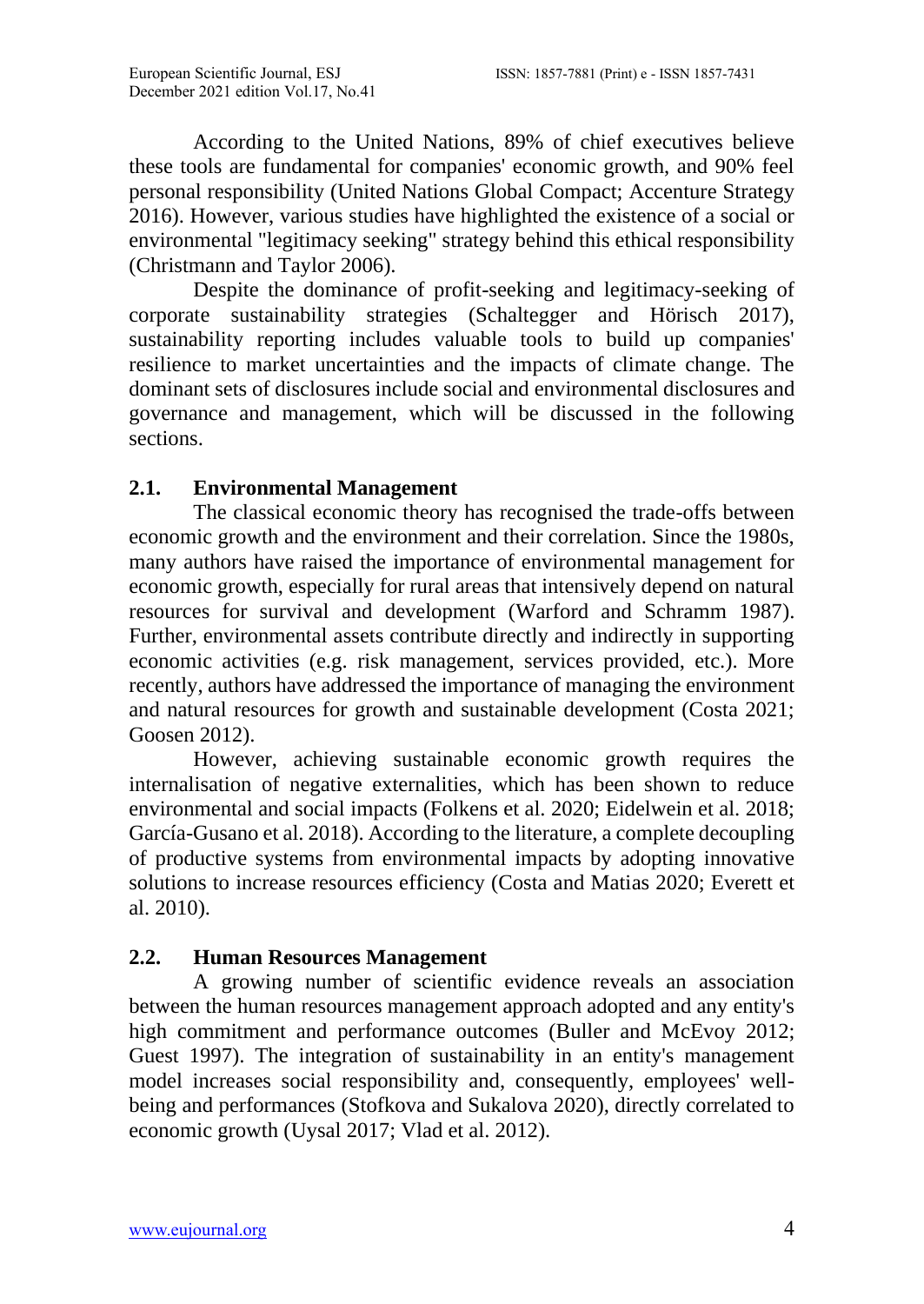According to the United Nations, 89% of chief executives believe these tools are fundamental for companies' economic growth, and 90% feel personal responsibility (United Nations Global Compact; Accenture Strategy 2016). However, various studies have highlighted the existence of a social or environmental "legitimacy seeking" strategy behind this ethical responsibility (Christmann and Taylor 2006).

Despite the dominance of profit-seeking and legitimacy-seeking of corporate sustainability strategies (Schaltegger and Hörisch 2017), sustainability reporting includes valuable tools to build up companies' resilience to market uncertainties and the impacts of climate change. The dominant sets of disclosures include social and environmental disclosures and governance and management, which will be discussed in the following sections.

## 2.1. Environmental Management

The classical economic theory has recognised the trade-offs between economic growth and the environment and their correlation. Since the 1980s, many authors have raised the importance of environmental management for economic growth, especially for rural areas that intensively depend on natural resources for survival and development (Warford and Schramm 1987). Further, environmental assets contribute directly and indirectly in supporting economic activities (e.g. risk management, services provided, etc.). More recently, authors have addressed the importance of managing the environment and natural resources for growth and sustainable development (Costa 2021; Goosen 2012).

However, achieving sustainable economic growth requires the internalisation of negative externalities, which has been shown to reduce environmental and social impacts (Folkens et al. 2020; Eidelwein et al. 2018; García-Gusano et al. 2018). According to the literature, a complete decoupling of productive systems from environmental impacts by adopting innovative solutions to increase resources efficiency (Costa and Matias 2020; Everett et al. 2010).

## 2.2. Human Resources Management

A growing number of scientific evidence reveals an association between the human resources management approach adopted and any entity's high commitment and performance outcomes (Buller and McEvoy 2012; Guest 1997). The integration of sustainability in an entity's management model increases social responsibility and, consequently, employees' well-being and performances (Stofkova and Sukalova 2020), directly correlated to economic growth (Uysal 2017; Vlad et al. 2012).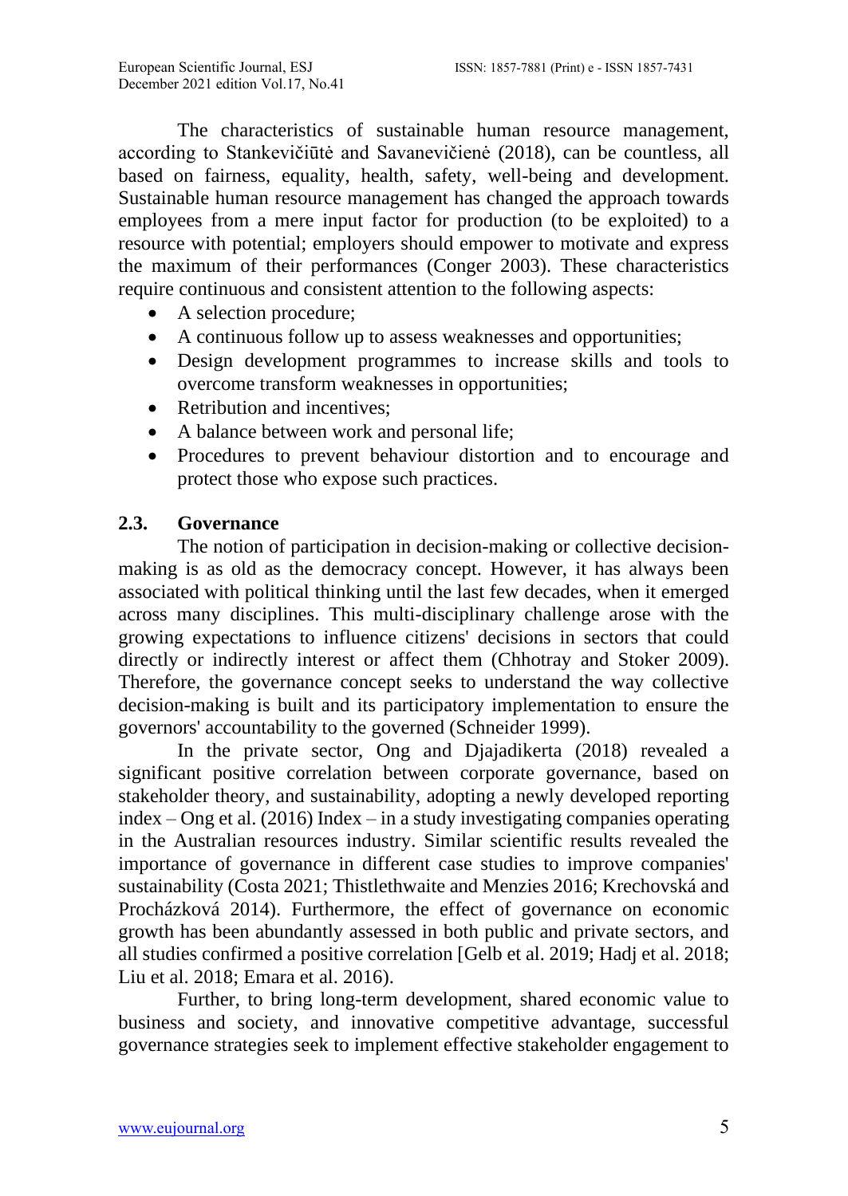The characteristics of sustainable human resource management, according to Stankevičiūtė and Savanevičienė (2018), can be countless, all based on fairness, equality, health, safety, well-being and development. Sustainable human resource management has changed the approach towards employees from a mere input factor for production (to be exploited) to a resource with potential; employers should empower to motivate and express the maximum of their performances (Conger 2003). These characteristics require continuous and consistent attention to the following aspects:

- A selection procedure;
- A continuous follow up to assess weaknesses and opportunities;
- Design development programmes to increase skills and tools to overcome transform weaknesses in opportunities;
- Retribution and incentives;
- A balance between work and personal life;
- Procedures to prevent behaviour distortion and to encourage and protect those who expose such practices.

## 2.3. Governance

The notion of participation in decision-making or collective decision-making is as old as the democracy concept. However, it has always been associated with political thinking until the last few decades, when it emerged across many disciplines. This multi-disciplinary challenge arose with the growing expectations to influence citizens' decisions in sectors that could directly or indirectly interest or affect them (Chhotray and Stoker 2009). Therefore, the governance concept seeks to understand the way collective decision-making is built and its participatory implementation to ensure the governors' accountability to the governed (Schneider 1999).

In the private sector, Ong and Djajadikerta (2018) revealed a significant positive correlation between corporate governance, based on stakeholder theory, and sustainability, adopting a newly developed reporting index – Ong et al. (2016) Index – in a study investigating companies operating in the Australian resources industry. Similar scientific results revealed the importance of governance in different case studies to improve companies' sustainability (Costa 2021; Thistlethwaite and Menzies 2016; Krechovská and Procházková 2014). Furthermore, the effect of governance on economic growth has been abundantly assessed in both public and private sectors, and all studies confirmed a positive correlation [Gelb et al. 2019; Hadj et al. 2018; Liu et al. 2018; Emara et al. 2016).

Further, to bring long-term development, shared economic value to business and society, and innovative competitive advantage, successful governance strategies seek to implement effective stakeholder engagement to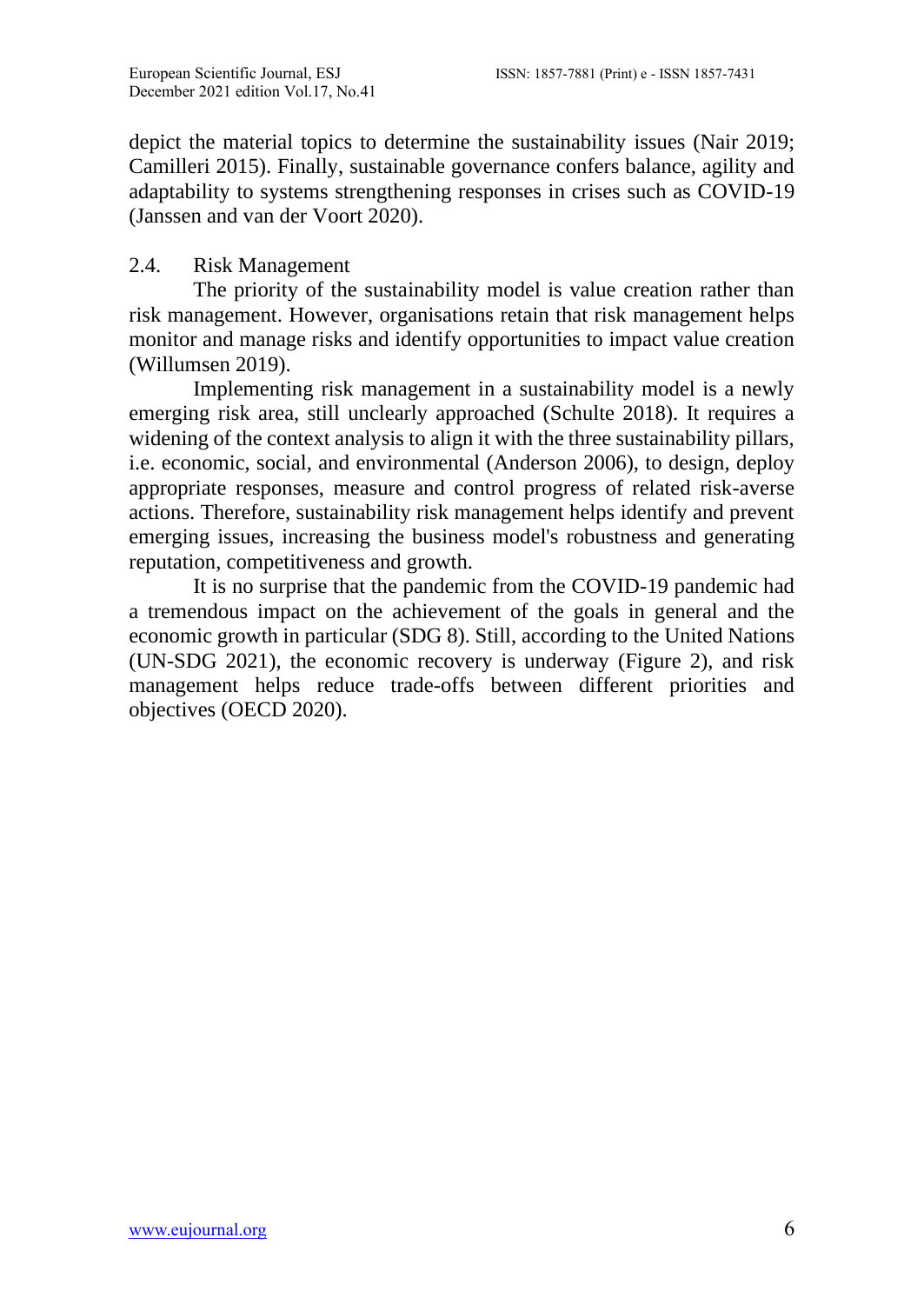depict the material topics to determine the sustainability issues (Nair 2019; Camilleri 2015). Finally, sustainable governance confers balance, agility and adaptability to systems strengthening responses in crises such as COVID-19 (Janssen and van der Voort 2020).

## 2.4. Risk Management

The priority of the sustainability model is value creation rather than risk management. However, organisations retain that risk management helps monitor and manage risks and identify opportunities to impact value creation (Willumsen 2019).

Implementing risk management in a sustainability model is a newly emerging risk area, still unclearly approached (Schulte 2018). It requires a widening of the context analysis to align it with the three sustainability pillars, i.e. economic, social, and environmental (Anderson 2006), to design, deploy appropriate responses, measure and control progress of related risk-averse actions. Therefore, sustainability risk management helps identify and prevent emerging issues, increasing the business model's robustness and generating reputation, competitiveness and growth.

It is no surprise that the pandemic from the COVID-19 pandemic had a tremendous impact on the achievement of the goals in general and the economic growth in particular (SDG 8). Still, according to the United Nations (UN-SDG 2021), the economic recovery is underway (Figure 2), and risk management helps reduce trade-offs between different priorities and objectives (OECD 2020).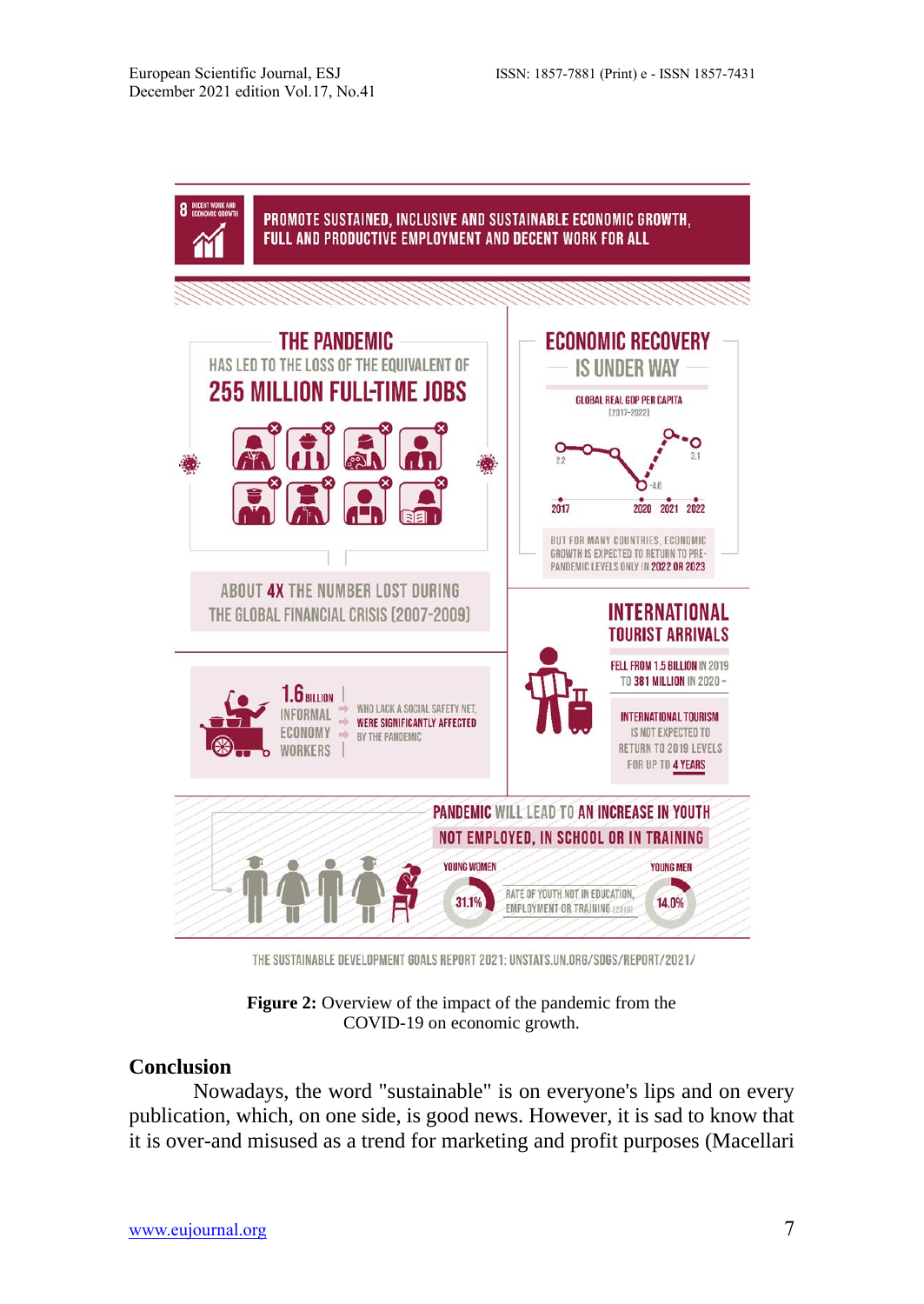8 DECENT WORK AND ECONOMIC GROWTH

PROMOTE SUSTAINED, INCLUSIVE AND SUSTAINABLE ECONOMIC GROWTH, FULL AND PRODUCTIVE EMPLOYMENT AND DECENT WORK FOR ALL

THE PANDEMIC HAS LED TO THE LOSS OF THE EQUIVALENT OF 255 MILLION FULL-TIME JOBS

ABOUT 4X THE NUMBER LOST DURING THE GLOBAL FINANCIAL CRISIS (2007-2009)

ECONOMIC RECOVERY IS UNDER WAY

GLOBAL REAL GDP PER CAPITA (2017-2022)

2.2 | -4.6 | 3.1

2017 | 2020 | 2021 | 2022

BUT FOR MANY COUNTRIES, ECONOMIC GROWTH IS EXPECTED TO RETURN TO PRE-PANDEMIC LEVELS ONLY IN 2022 OR 2023

1.6 BILLION INFORMAL ECONOMY WORKERS WHO LACK A SOCIAL SAFETY NET, WERE SIGNIFICANTLY AFFECTED BY THE PANDEMIC

INTERNATIONAL TOURIST ARRIVALS

FELL FROM 1.5 BILLION IN 2019 TO 381 MILLION IN 2020 -

INTERNATIONAL TOURISM IS NOT EXPECTED TO RETURN TO 2019 LEVELS FOR UP TO 4 YEARS

PANDEMIC WILL LEAD TO AN INCREASE IN YOUTH NOT EMPLOYED, IN SCHOOL OR IN TRAINING

YOUNG WOMEN 31.1% | RATE OF YOUTH NOT IN EDUCATION, EMPLOYMENT OR TRAINING (2019) | YOUNG MEN 14.0%

THE SUSTAINABLE DEVELOPMENT GOALS REPORT 2021: UNSTATS.UN.ORG/SDGS/REPORT/2021/

**Figure 2:** Overview of the impact of pandemic from the COVID-19 on economic growth.

## Conclusion

Nowadays, the word "sustainable" is on everyone's lips and on every publication, which, on one side, is good news. However, it is sad to know that it is over-and misused as a trend for marketing and profit purposes (Macellari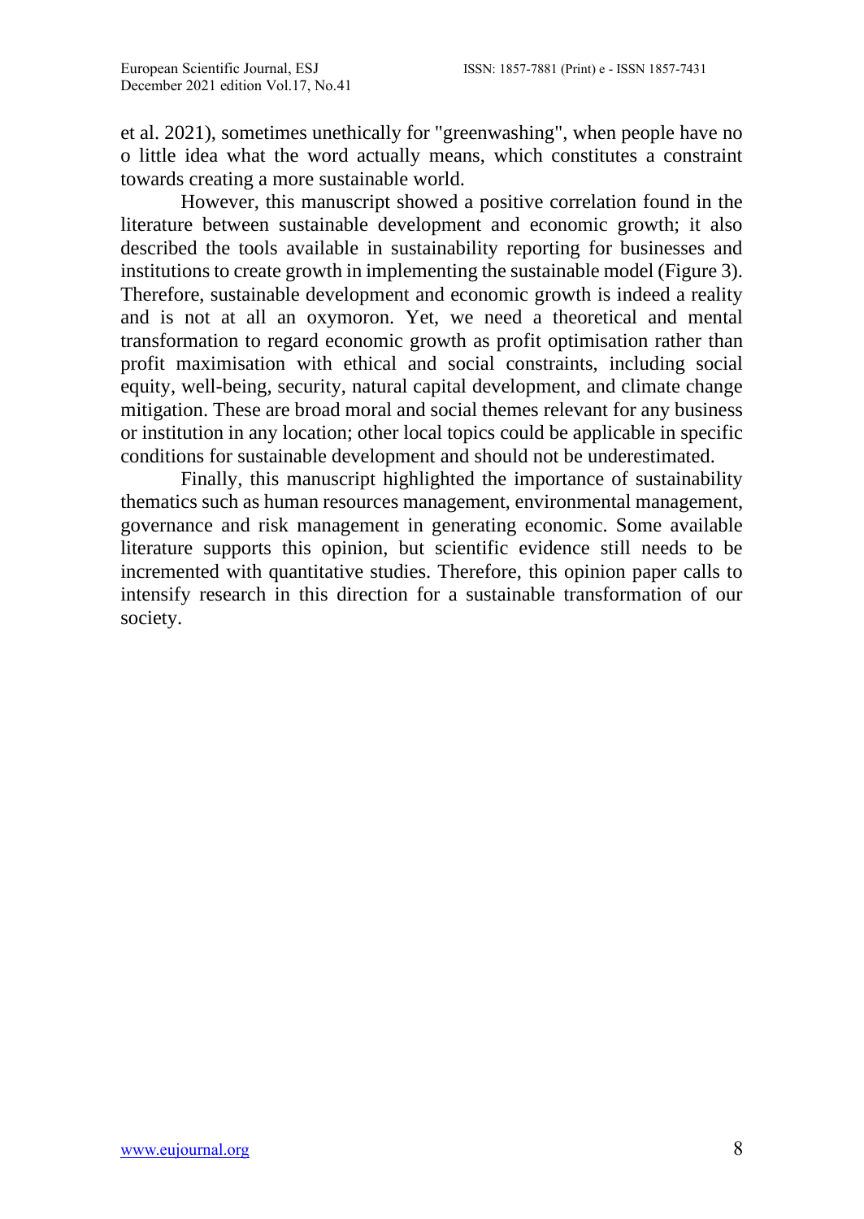et al. 2021), sometimes unethically for "greenwashing", when people have no o little idea what the word actually means, which constitutes a constraint towards creating a more sustainable world.

However, this manuscript showed a positive correlation found in the literature between sustainable development and economic growth; it also described the tools available in sustainability reporting for businesses and institutions to create growth in implementing the sustainable model (Figure 3). Therefore, sustainable development and economic growth is indeed a reality and is not at all an oxymoron. Yet, we need a theoretical and mental transformation to regard economic growth as profit optimisation rather than profit maximisation with ethical and social constraints, including social equity, well-being, security, natural capital development, and climate change mitigation. These are broad moral and social themes relevant for any business or institution in any location; other local topics could be applicable in specific conditions for sustainable development and should not be underestimated.

Finally, this manuscript highlighted the importance of sustainability thematics such as human resources management, environmental management, governance and risk management in generating economic. Some available literature supports this opinion, but scientific evidence still needs to be incremented with quantitative studies. Therefore, this opinion paper calls to intensify research in this direction for a sustainable transformation of our society.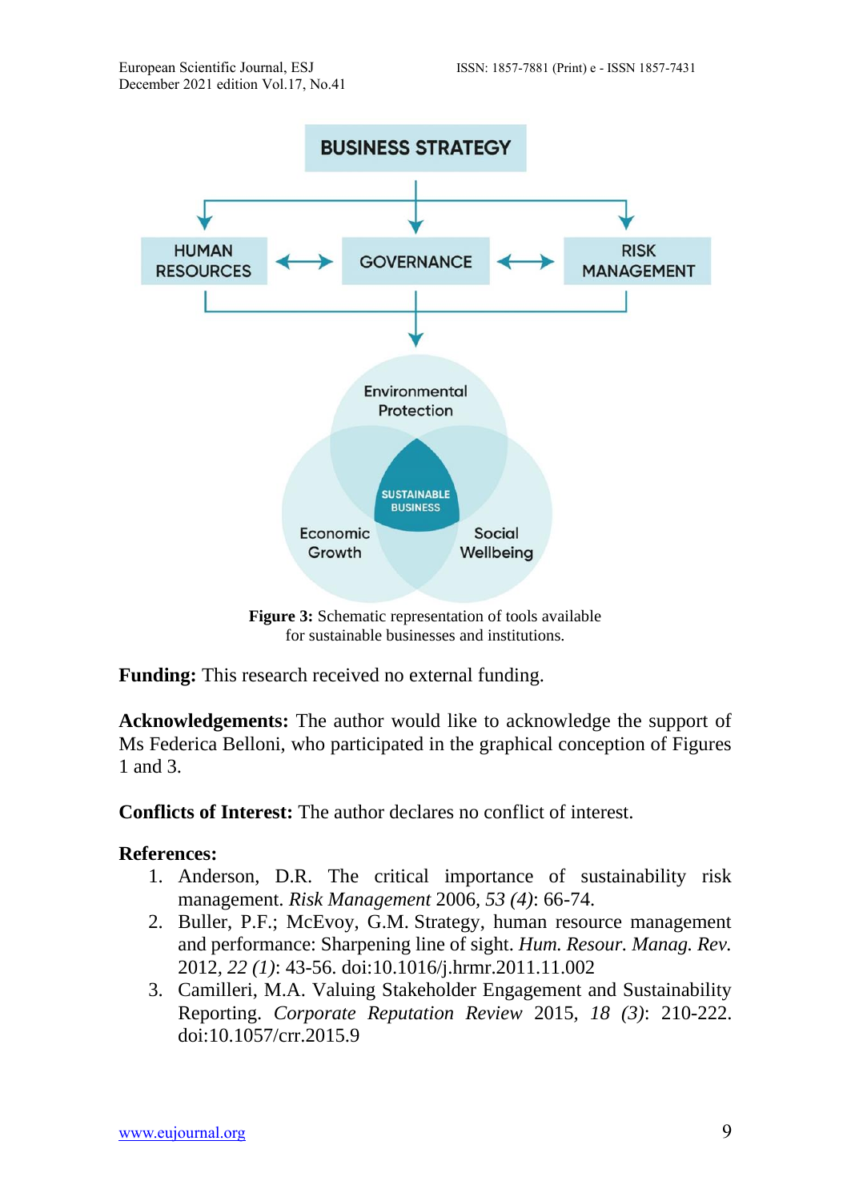**Figure 3:** Schematic representation of tools available for sustainable businesses and institutions.

**Funding:** This research received no external funding.

**Acknowledgements:** The author would like to acknowledge the support of Ms Federica Belloni, who participated in the graphical conception of Figures 1 and 3.

**Conflicts of Interest:** The author declares no conflict of interest.

**References:**

1. Anderson, D.R. The critical importance of sustainability risk management. *Risk Management* 2006, *53 (4)*: 66-74.
2. Buller, P.F.; McEvoy, G.M. Strategy, human resource management and performance: Sharpening line of sight. *Hum. Resour. Manag. Rev.* 2012, *22 (1)*: 43-56. doi:10.1016/j.hrmr.2011.11.002
3. Camilleri, M.A. Valuing Stakeholder Engagement and Sustainability Reporting. *Corporate Reputation Review* 2015, *18 (3)*: 210-222. doi:10.1057/crr.2015.9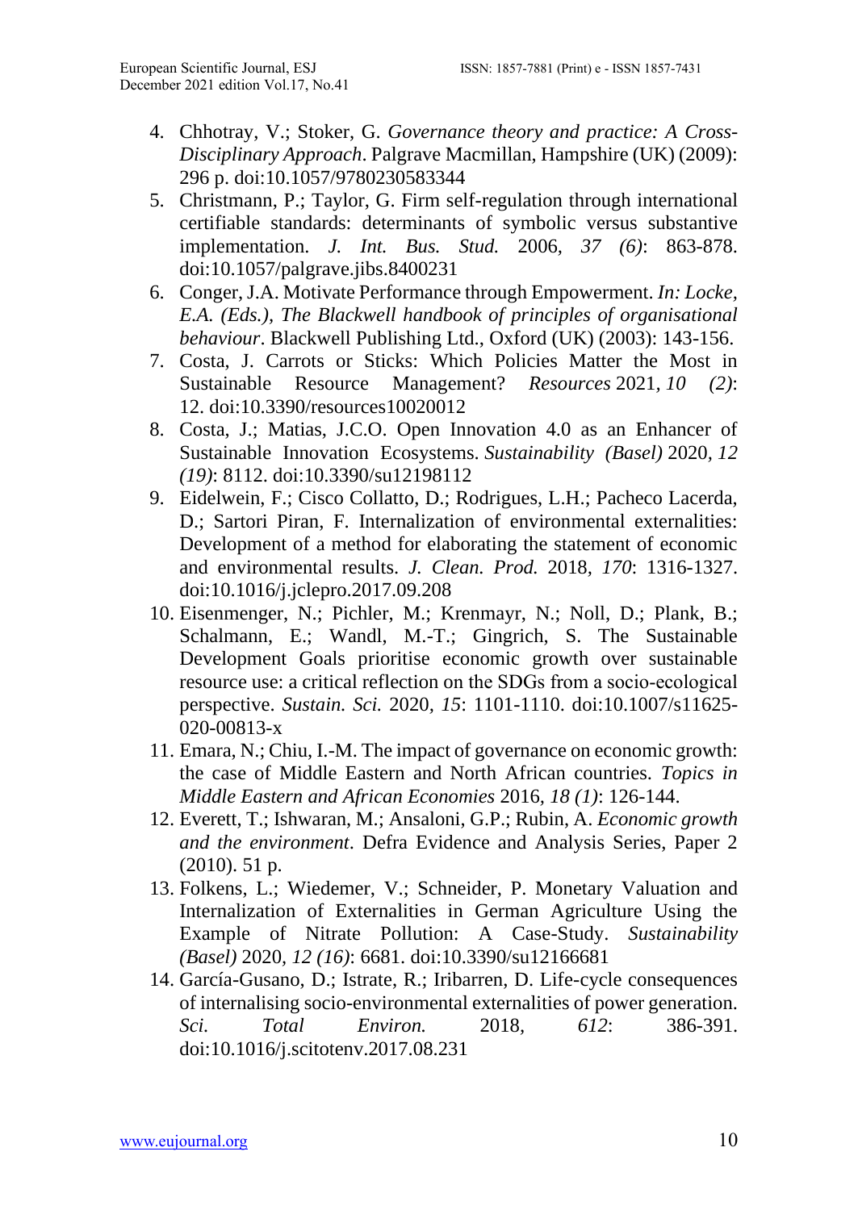4. Chhotray, V.; Stoker, G. *Governance theory and practice: A Cross-Disciplinary Approach*. Palgrave Macmillan, Hampshire (UK) (2009): 296 p. doi:10.1057/9780230583344
5. Christmann, P.; Taylor, G. Firm self-regulation through international certifiable standards: determinants of symbolic versus substantive implementation. *J. Int. Bus. Stud.* 2006, *37 (6)*: 863-878. doi:10.1057/palgrave.jibs.8400231
6. Conger, J.A. Motivate Performance through Empowerment. *In: Locke, E.A. (Eds.), The Blackwell handbook of principles of organisational behaviour*. Blackwell Publishing Ltd., Oxford (UK) (2003): 143-156.
7. Costa, J. Carrots or Sticks: Which Policies Matter the Most in Sustainable Resource Management? *Resources* 2021, *10 (2)*: 12. doi:10.3390/resources10020012
8. Costa, J.; Matias, J.C.O. Open Innovation 4.0 as an Enhancer of Sustainable Innovation Ecosystems. *Sustainability (Basel)* 2020, *12 (19)*: 8112. doi:10.3390/su12198112
9. Eidelwein, F.; Cisco Collatto, D.; Rodrigues, L.H.; Pacheco Lacerda, D.; Sartori Piran, F. Internalization of environmental externalities: Development of a method for elaborating the statement of economic and environmental results. *J. Clean. Prod.* 2018, *170*: 1316-1327. doi:10.1016/j.jclepro.2017.09.208
10. Eisenmenger, N.; Pichler, M.; Krenmayr, N.; Noll, D.; Plank, B.; Schalmann, E.; Wandl, M.-T.; Gingrich, S. The Sustainable Development Goals prioritise economic growth over sustainable resource use: a critical reflection on the SDGs from a socio-ecological perspective. *Sustain. Sci.* 2020, *15*: 1101-1110. doi:10.1007/s11625-020-00813-x
11. Emara, N.; Chiu, I.-M. The impact of governance on economic growth: the case of Middle Eastern and North African countries. *Topics in Middle Eastern and African Economies* 2016, *18 (1)*: 126-144.
12. Everett, T.; Ishwaran, M.; Ansaloni, G.P.; Rubin, A. *Economic growth and the environment*. Defra Evidence and Analysis Series, Paper 2 (2010). 51 p.
13. Folkens, L.; Wiedemer, V.; Schneider, P. Monetary Valuation and Internalization of Externalities in German Agriculture Using the Example of Nitrate Pollution: A Case-Study. *Sustainability (Basel)* 2020, *12 (16)*: 6681. doi:10.3390/su12166681
14. García-Gusano, D.; Istrate, R.; Iribarren, D. Life-cycle consequences of internalising socio-environmental externalities of power generation. *Sci. Total Environ.* 2018, *612*: 386-391. doi:10.1016/j.scitotenv.2017.08.231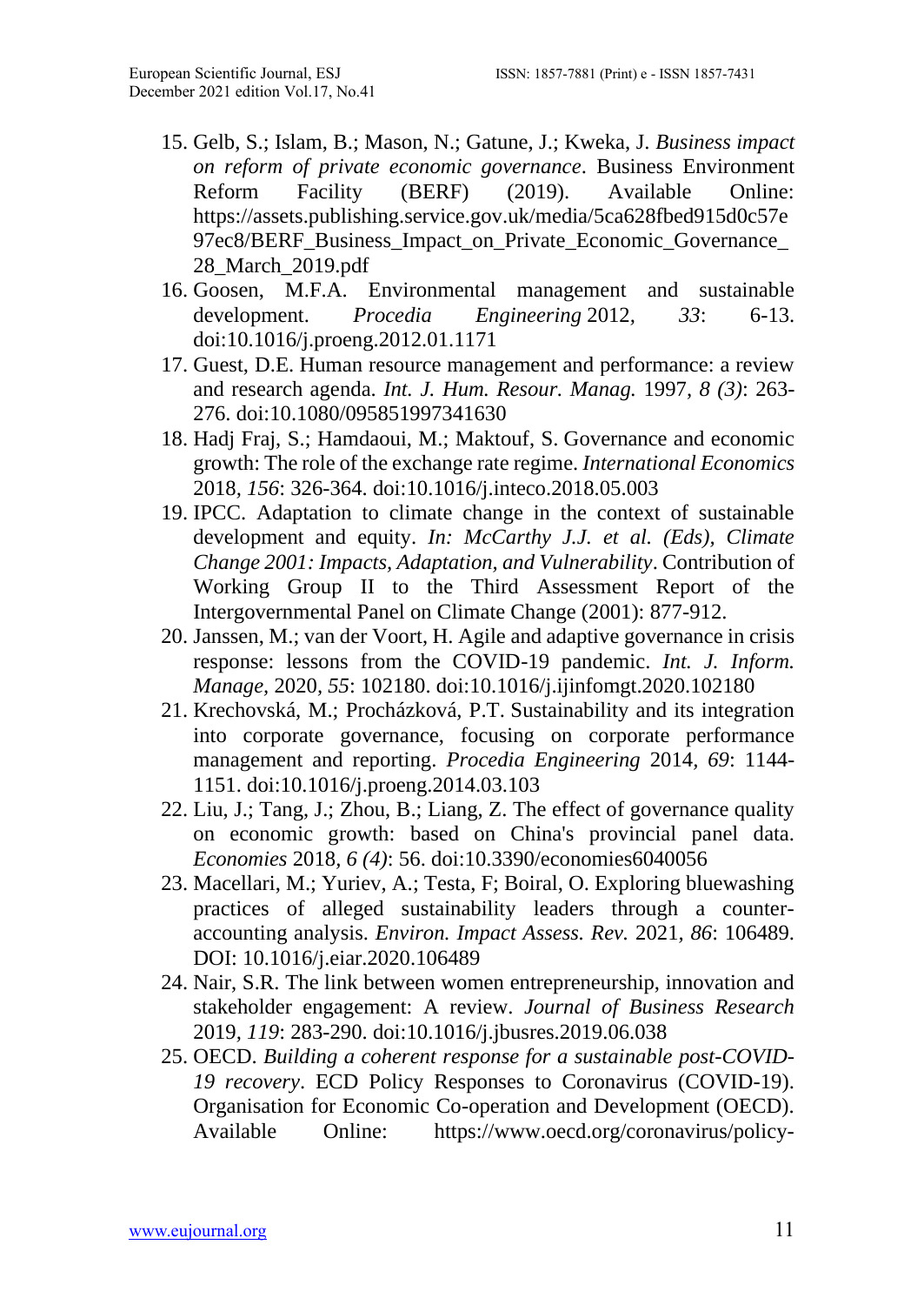15. Gelb, S.; Islam, B.; Mason, N.; Gatune, J.; Kweka, J. *Business impact on reform of private economic governance*. Business Environment Reform Facility (BERF) (2019). Available Online: https://assets.publishing.service.gov.uk/media/5ca628fbed915d0c57e97ec8/BERF_Business_Impact_on_Private_Economic_Governance_28_March_2019.pdf
16. Goosen, M.F.A. Environmental management and sustainable development. *Procedia Engineering* 2012, *33*: 6-13. doi:10.1016/j.proeng.2012.01.1171
17. Guest, D.E. Human resource management and performance: a review and research agenda. *Int. J. Hum. Resour. Manag.* 1997, *8 (3)*: 263-276. doi:10.1080/095851997341630
18. Hadj Fraj, S.; Hamdaoui, M.; Maktouf, S. Governance and economic growth: The role of the exchange rate regime. *International Economics* 2018, *156*: 326-364. doi:10.1016/j.inteco.2018.05.003
19. IPCC. Adaptation to climate change in the context of sustainable development and equity. *In: McCarthy J.J. et al. (Eds), Climate Change 2001: Impacts, Adaptation, and Vulnerability*. Contribution of Working Group II to the Third Assessment Report of the Intergovernmental Panel on Climate Change (2001): 877-912.
20. Janssen, M.; van der Voort, H. Agile and adaptive governance in crisis response: lessons from the COVID-19 pandemic. *Int. J. Inform. Manage*, 2020, *55*: 102180. doi:10.1016/j.ijinfomgt.2020.102180
21. Krechovská, M.; Procházková, P.T. Sustainability and its integration into corporate governance, focusing on corporate performance management and reporting. *Procedia Engineering* 2014, *69*: 1144-1151. doi:10.1016/j.proeng.2014.03.103
22. Liu, J.; Tang, J.; Zhou, B.; Liang, Z. The effect of governance quality on economic growth: based on China's provincial panel data. *Economies* 2018, *6 (4)*: 56. doi:10.3390/economies6040056
23. Macellari, M.; Yuriev, A.; Testa, F; Boiral, O. Exploring bluewashing practices of alleged sustainability leaders through a counter-accounting analysis. *Environ. Impact Assess. Rev.* 2021, *86*: 106489. DOI: 10.1016/j.eiar.2020.106489
24. Nair, S.R. The link between women entrepreneurship, innovation and stakeholder engagement: A review. *Journal of Business Research* 2019, *119*: 283-290. doi:10.1016/j.jbusres.2019.06.038
25. OECD. *Building a coherent response for a sustainable post-COVID-19 recovery*. ECD Policy Responses to Coronavirus (COVID-19). Organisation for Economic Co-operation and Development (OECD). Available Online: https://www.oecd.org/coronavirus/policy-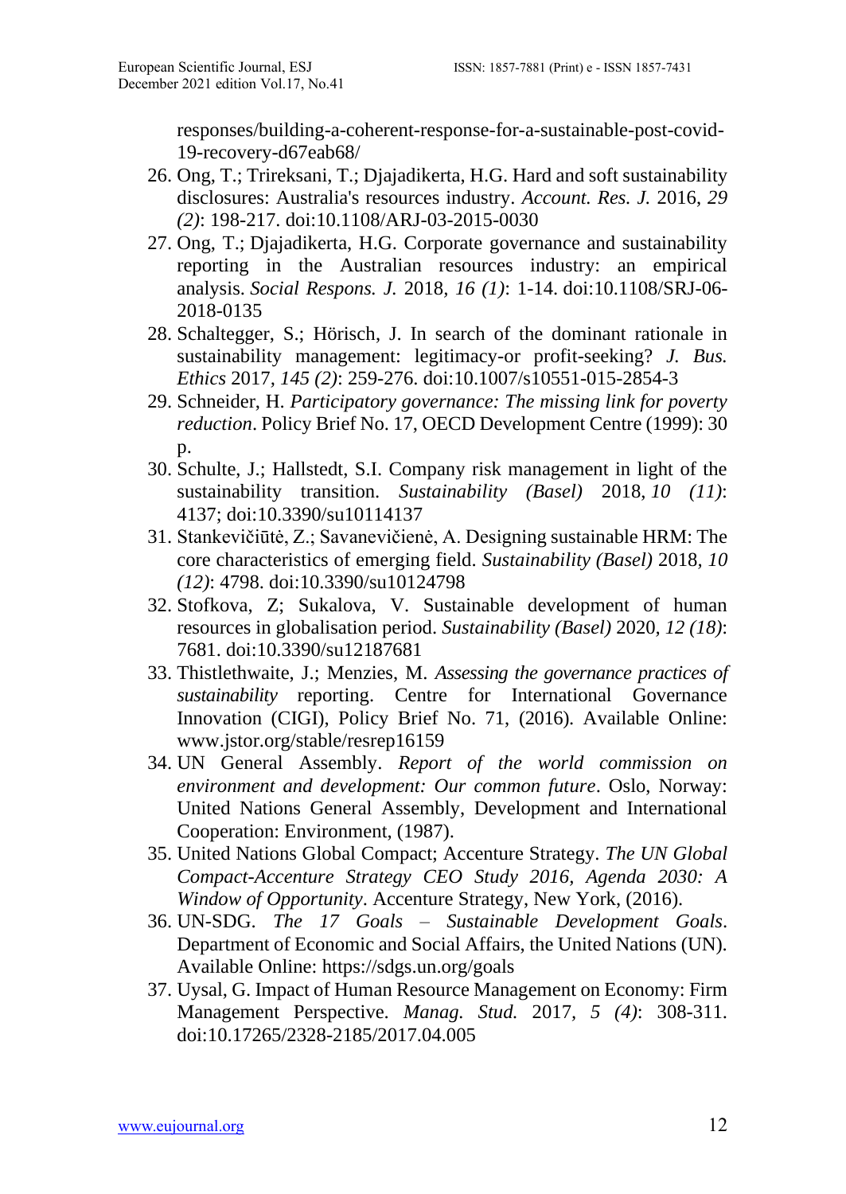responses/building-a-coherent-response-for-a-sustainable-post-covid-19-recovery-d67eab68/

26. Ong, T.; Trireksani, T.; Djajadikerta, H.G. Hard and soft sustainability disclosures: Australia's resources industry. *Account. Res. J.* 2016, *29 (2)*: 198-217. doi:10.1108/ARJ-03-2015-0030
27. Ong, T.; Djajadikerta, H.G. Corporate governance and sustainability reporting in the Australian resources industry: an empirical analysis. *Social Respons. J.* 2018, *16 (1)*: 1-14. doi:10.1108/SRJ-06-2018-0135
28. Schaltegger, S.; Hörisch, J. In search of the dominant rationale in sustainability management: legitimacy-or profit-seeking? *J. Bus. Ethics* 2017, *145 (2)*: 259-276. doi:10.1007/s10551-015-2854-3
29. Schneider, H. *Participatory governance: The missing link for poverty reduction*. Policy Brief No. 17, OECD Development Centre (1999): 30 p.
30. Schulte, J.; Hallstedt, S.I. Company risk management in light of the sustainability transition. *Sustainability (Basel)* 2018, *10 (11)*: 4137; doi:10.3390/su10114137
31. Stankevičiūtė, Z.; Savanevičienė, A. Designing sustainable HRM: The core characteristics of emerging field. *Sustainability (Basel)* 2018, *10 (12)*: 4798. doi:10.3390/su10124798
32. Stofkova, Z; Sukalova, V. Sustainable development of human resources in globalisation period. *Sustainability (Basel)* 2020, *12 (18)*: 7681. doi:10.3390/su12187681
33. Thistlethwaite, J.; Menzies, M. *Assessing the governance practices of sustainability* reporting. Centre for International Governance Innovation (CIGI), Policy Brief No. 71, (2016). Available Online: www.jstor.org/stable/resrep16159
34. UN General Assembly. *Report of the world commission on environment and development: Our common future*. Oslo, Norway: United Nations General Assembly, Development and International Cooperation: Environment, (1987).
35. United Nations Global Compact; Accenture Strategy. *The UN Global Compact-Accenture Strategy CEO Study 2016, Agenda 2030: A Window of Opportunity*. Accenture Strategy, New York, (2016).
36. UN-SDG. *The 17 Goals – Sustainable Development Goals*. Department of Economic and Social Affairs, the United Nations (UN). Available Online: https://sdgs.un.org/goals
37. Uysal, G. Impact of Human Resource Management on Economy: Firm Management Perspective. *Manag. Stud.* 2017, *5 (4)*: 308-311. doi:10.17265/2328-2185/2017.04.005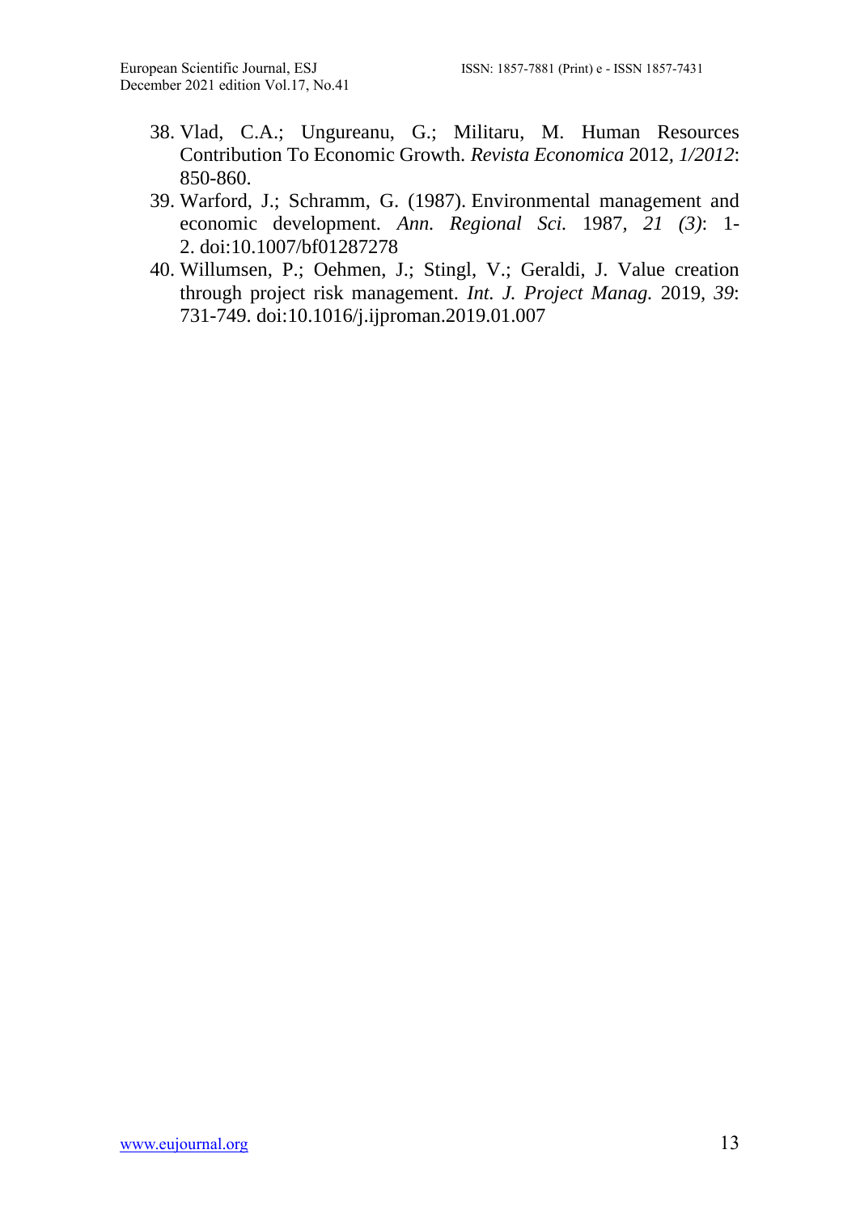38. Vlad, C.A.; Ungureanu, G.; Militaru, M. Human Resources Contribution To Economic Growth. *Revista Economica* 2012*, 1/2012*: 850-860.
39. Warford, J.; Schramm, G. (1987). Environmental management and economic development. *Ann. Regional Sci.* 1987*, 21 (3)*: 1-2. doi:10.1007/bf01287278
40. Willumsen, P.; Oehmen, J.; Stingl, V.; Geraldi, J. Value creation through project risk management. *Int. J. Project Manag.* 2019*, 39*: 731-749. doi:10.1016/j.ijproman.2019.01.007